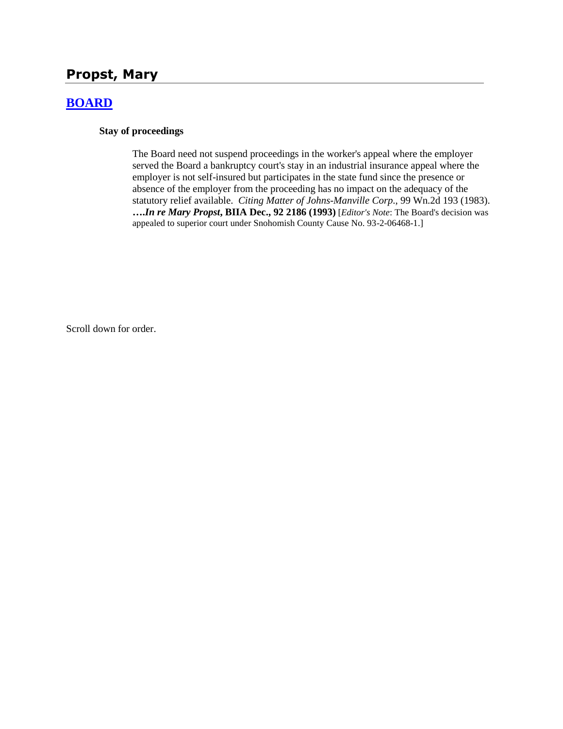# Propst, Mary

## BOARD

### Stay of proceedings

The Board need not suspend proceedings in the worker's appeal where the employer served the Board a bankruptcy court's stay in an industrial insurance appeal where the employer is not self-insured but participates in the state fund since the presence or absence of the employer from the proceeding has no impact on the adequacy of the statutory relief available. *Citing Matter of Johns-Manville Corp.*, 99 Wn.2d 193 (1983). ***….In re Mary Propst*, BIIA Dec., 92 2186 (1993)** [*Editor's Note*: The Board's decision was appealed to superior court under Snohomish County Cause No. 93-2-06468-1.]

Scroll down for order.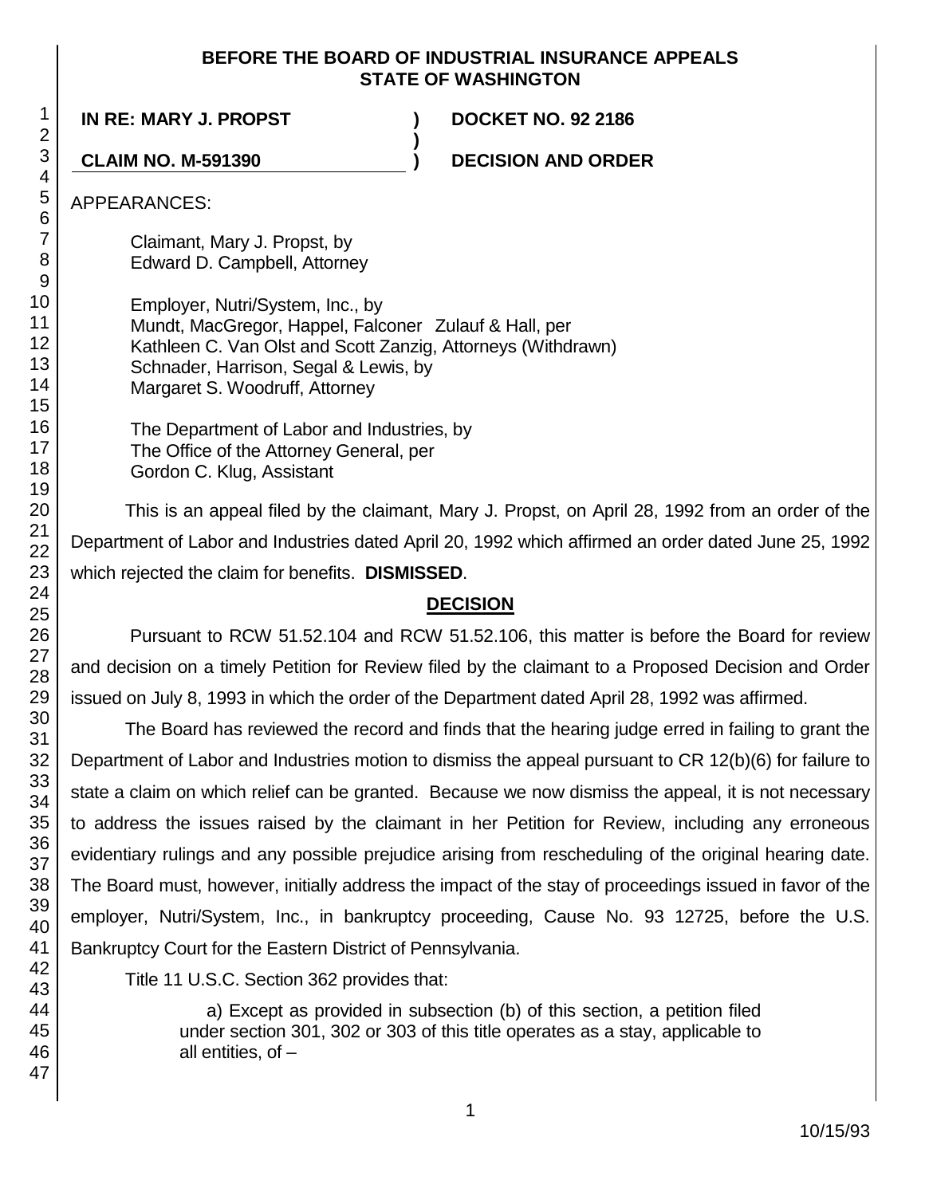**BEFORE THE BOARD OF INDUSTRIAL INSURANCE APPEALS**
**STATE OF WASHINGTON**

| | | |
|---|---|---|
| **IN RE: MARY J. PROPST** | **)** | **DOCKET NO. 92 2186** |
| | **)** | |
| **CLAIM NO. M-591390** | **)** | **DECISION AND ORDER** |

APPEARANCES:

Claimant, Mary J. Propst, by
Edward D. Campbell, Attorney

Employer, Nutri/System, Inc., by
Mundt, MacGregor, Happel, Falconer Zulauf & Hall, per
Kathleen C. Van Olst and Scott Zanzig, Attorneys (Withdrawn)
Schnader, Harrison, Segal & Lewis, by
Margaret S. Woodruff, Attorney

The Department of Labor and Industries, by
The Office of the Attorney General, per
Gordon C. Klug, Assistant

This is an appeal filed by the claimant, Mary J. Propst, on April 28, 1992 from an order of the Department of Labor and Industries dated April 20, 1992 which affirmed an order dated June 25, 1992 which rejected the claim for benefits. **DISMISSED**.

## DECISION

Pursuant to RCW 51.52.104 and RCW 51.52.106, this matter is before the Board for review and decision on a timely Petition for Review filed by the claimant to a Proposed Decision and Order issued on July 8, 1993 in which the order of the Department dated April 28, 1992 was affirmed.

The Board has reviewed the record and finds that the hearing judge erred in failing to grant the Department of Labor and Industries motion to dismiss the appeal pursuant to CR 12(b)(6) for failure to state a claim on which relief can be granted. Because we now dismiss the appeal, it is not necessary to address the issues raised by the claimant in her Petition for Review, including any erroneous evidentiary rulings and any possible prejudice arising from rescheduling of the original hearing date. The Board must, however, initially address the impact of the stay of proceedings issued in favor of the employer, Nutri/System, Inc., in bankruptcy proceeding, Cause No. 93 12725, before the U.S. Bankruptcy Court for the Eastern District of Pennsylvania.

Title 11 U.S.C. Section 362 provides that:

> a) Except as provided in subsection (b) of this section, a petition filed under section 301, 302 or 303 of this title operates as a stay, applicable to all entities, of –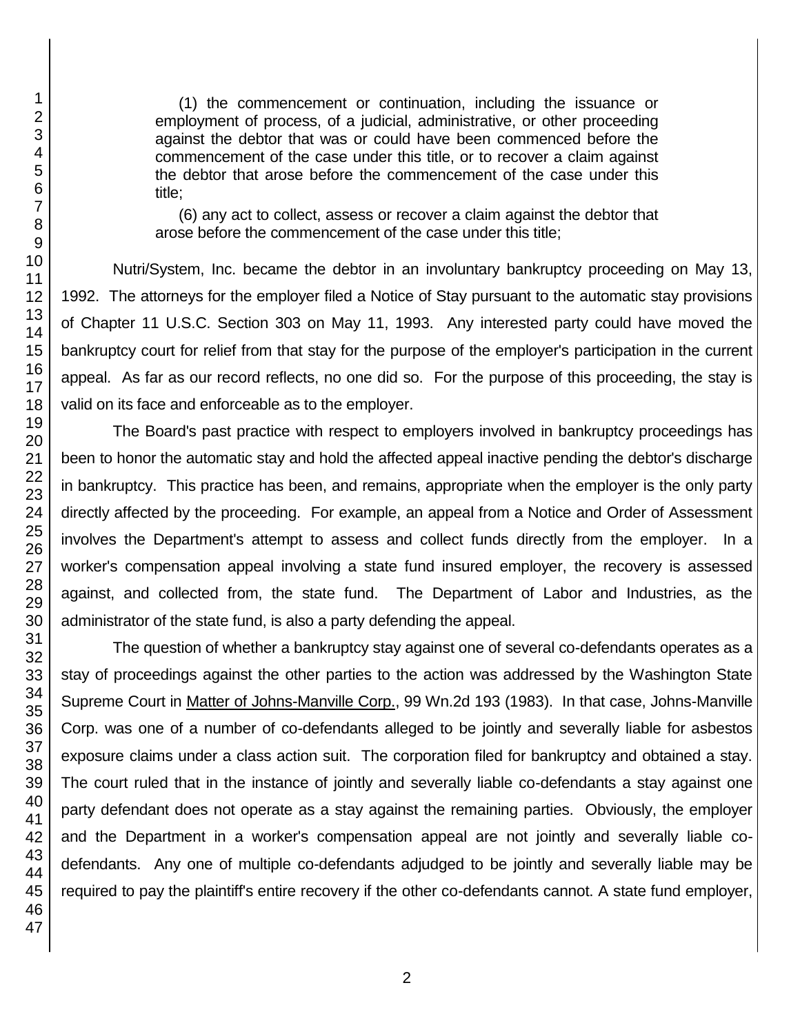(1) the commencement or continuation, including the issuance or employment of process, of a judicial, administrative, or other proceeding against the debtor that was or could have been commenced before the commencement of the case under this title, or to recover a claim against the debtor that arose before the commencement of the case under this title;

(6) any act to collect, assess or recover a claim against the debtor that arose before the commencement of the case under this title;

Nutri/System, Inc. became the debtor in an involuntary bankruptcy proceeding on May 13, 1992. The attorneys for the employer filed a Notice of Stay pursuant to the automatic stay provisions of Chapter 11 U.S.C. Section 303 on May 11, 1993. Any interested party could have moved the bankruptcy court for relief from that stay for the purpose of the employer's participation in the current appeal. As far as our record reflects, no one did so. For the purpose of this proceeding, the stay is valid on its face and enforceable as to the employer.

The Board's past practice with respect to employers involved in bankruptcy proceedings has been to honor the automatic stay and hold the affected appeal inactive pending the debtor's discharge in bankruptcy. This practice has been, and remains, appropriate when the employer is the only party directly affected by the proceeding. For example, an appeal from a Notice and Order of Assessment involves the Department's attempt to assess and collect funds directly from the employer. In a worker's compensation appeal involving a state fund insured employer, the recovery is assessed against, and collected from, the state fund. The Department of Labor and Industries, as the administrator of the state fund, is also a party defending the appeal.

The question of whether a bankruptcy stay against one of several co-defendants operates as a stay of proceedings against the other parties to the action was addressed by the Washington State Supreme Court in Matter of Johns-Manville Corp., 99 Wn.2d 193 (1983). In that case, Johns-Manville Corp. was one of a number of co-defendants alleged to be jointly and severally liable for asbestos exposure claims under a class action suit. The corporation filed for bankruptcy and obtained a stay. The court ruled that in the instance of jointly and severally liable co-defendants a stay against one party defendant does not operate as a stay against the remaining parties. Obviously, the employer and the Department in a worker's compensation appeal are not jointly and severally liable co-defendants. Any one of multiple co-defendants adjudged to be jointly and severally liable may be required to pay the plaintiff's entire recovery if the other co-defendants cannot. A state fund employer,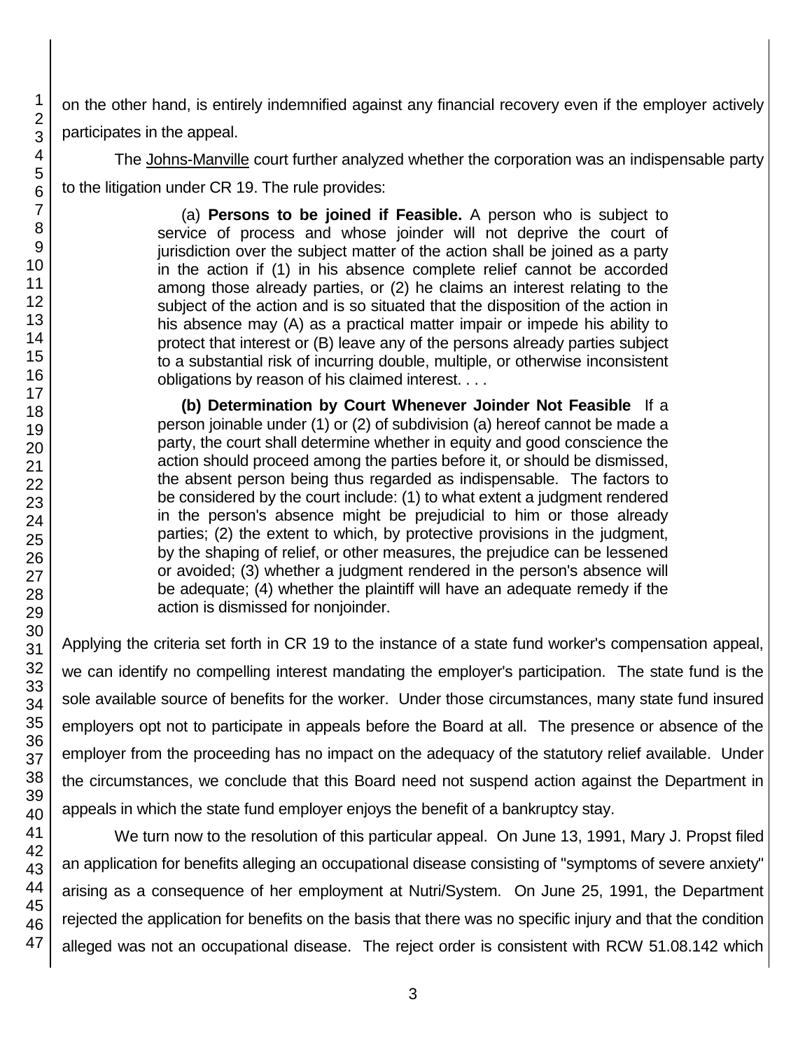on the other hand, is entirely indemnified against any financial recovery even if the employer actively participates in the appeal.

The Johns-Manville court further analyzed whether the corporation was an indispensable party to the litigation under CR 19. The rule provides:

> (a) **Persons to be joined if Feasible.** A person who is subject to service of process and whose joinder will not deprive the court of jurisdiction over the subject matter of the action shall be joined as a party in the action if (1) in his absence complete relief cannot be accorded among those already parties, or (2) he claims an interest relating to the subject of the action and is so situated that the disposition of the action in his absence may (A) as a practical matter impair or impede his ability to protect that interest or (B) leave any of the persons already parties subject to a substantial risk of incurring double, multiple, or otherwise inconsistent obligations by reason of his claimed interest. . . .
>
> **(b) Determination by Court Whenever Joinder Not Feasible** If a person joinable under (1) or (2) of subdivision (a) hereof cannot be made a party, the court shall determine whether in equity and good conscience the action should proceed among the parties before it, or should be dismissed, the absent person being thus regarded as indispensable. The factors to be considered by the court include: (1) to what extent a judgment rendered in the person's absence might be prejudicial to him or those already parties; (2) the extent to which, by protective provisions in the judgment, by the shaping of relief, or other measures, the prejudice can be lessened or avoided; (3) whether a judgment rendered in the person's absence will be adequate; (4) whether the plaintiff will have an adequate remedy if the action is dismissed for nonjoinder.

Applying the criteria set forth in CR 19 to the instance of a state fund worker's compensation appeal, we can identify no compelling interest mandating the employer's participation. The state fund is the sole available source of benefits for the worker. Under those circumstances, many state fund insured employers opt not to participate in appeals before the Board at all. The presence or absence of the employer from the proceeding has no impact on the adequacy of the statutory relief available. Under the circumstances, we conclude that this Board need not suspend action against the Department in appeals in which the state fund employer enjoys the benefit of a bankruptcy stay.

We turn now to the resolution of this particular appeal. On June 13, 1991, Mary J. Propst filed an application for benefits alleging an occupational disease consisting of "symptoms of severe anxiety" arising as a consequence of her employment at Nutri/System. On June 25, 1991, the Department rejected the application for benefits on the basis that there was no specific injury and that the condition alleged was not an occupational disease. The reject order is consistent with RCW 51.08.142 which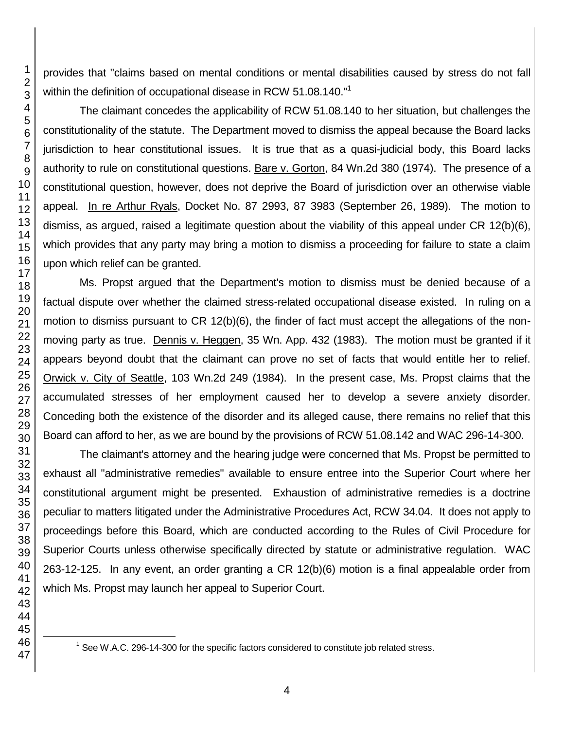provides that "claims based on mental conditions or mental disabilities caused by stress do not fall within the definition of occupational disease in RCW 51.08.140."[1]

The claimant concedes the applicability of RCW 51.08.140 to her situation, but challenges the constitutionality of the statute. The Department moved to dismiss the appeal because the Board lacks jurisdiction to hear constitutional issues. It is true that as a quasi-judicial body, this Board lacks authority to rule on constitutional questions. Bare v. Gorton, 84 Wn.2d 380 (1974). The presence of a constitutional question, however, does not deprive the Board of jurisdiction over an otherwise viable appeal. In re Arthur Ryals, Docket No. 87 2993, 87 3983 (September 26, 1989). The motion to dismiss, as argued, raised a legitimate question about the viability of this appeal under CR 12(b)(6), which provides that any party may bring a motion to dismiss a proceeding for failure to state a claim upon which relief can be granted.

Ms. Propst argued that the Department's motion to dismiss must be denied because of a factual dispute over whether the claimed stress-related occupational disease existed. In ruling on a motion to dismiss pursuant to CR 12(b)(6), the finder of fact must accept the allegations of the non-moving party as true. Dennis v. Heggen, 35 Wn. App. 432 (1983). The motion must be granted if it appears beyond doubt that the claimant can prove no set of facts that would entitle her to relief. Orwick v. City of Seattle, 103 Wn.2d 249 (1984). In the present case, Ms. Propst claims that the accumulated stresses of her employment caused her to develop a severe anxiety disorder. Conceding both the existence of the disorder and its alleged cause, there remains no relief that this Board can afford to her, as we are bound by the provisions of RCW 51.08.142 and WAC 296-14-300.

The claimant's attorney and the hearing judge were concerned that Ms. Propst be permitted to exhaust all "administrative remedies" available to ensure entree into the Superior Court where her constitutional argument might be presented. Exhaustion of administrative remedies is a doctrine peculiar to matters litigated under the Administrative Procedures Act, RCW 34.04. It does not apply to proceedings before this Board, which are conducted according to the Rules of Civil Procedure for Superior Courts unless otherwise specifically directed by statute or administrative regulation. WAC 263-12-125. In any event, an order granting a CR 12(b)(6) motion is a final appealable order from which Ms. Propst may launch her appeal to Superior Court.

[1] See W.A.C. 296-14-300 for the specific factors considered to constitute job related stress.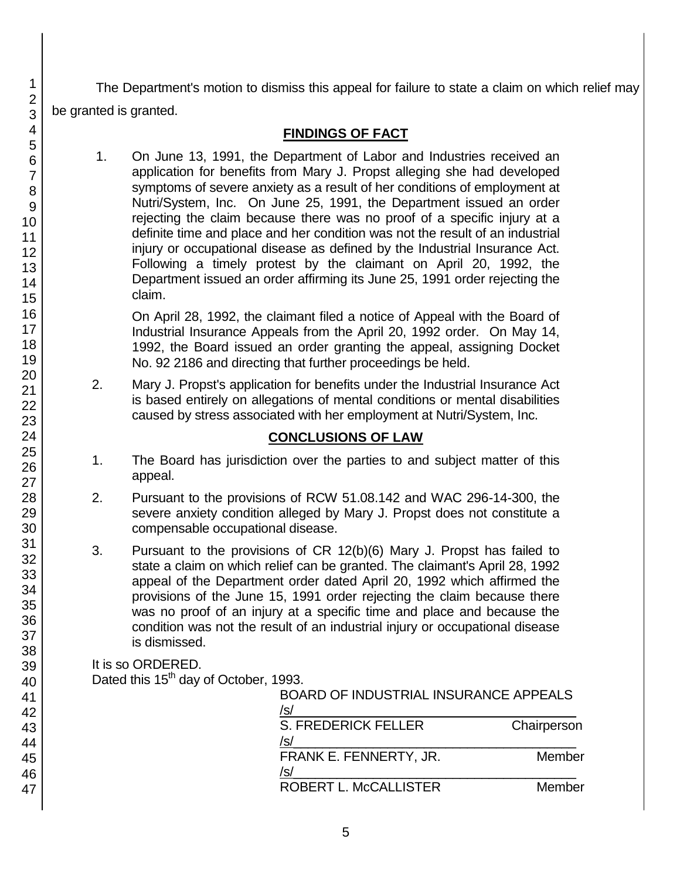The Department's motion to dismiss this appeal for failure to state a claim on which relief may be granted is granted.

## FINDINGS OF FACT

1. On June 13, 1991, the Department of Labor and Industries received an application for benefits from Mary J. Propst alleging she had developed symptoms of severe anxiety as a result of her conditions of employment at Nutri/System, Inc. On June 25, 1991, the Department issued an order rejecting the claim because there was no proof of a specific injury at a definite time and place and her condition was not the result of an industrial injury or occupational disease as defined by the Industrial Insurance Act. Following a timely protest by the claimant on April 20, 1992, the Department issued an order affirming its June 25, 1991 order rejecting the claim.

   On April 28, 1992, the claimant filed a notice of Appeal with the Board of Industrial Insurance Appeals from the April 20, 1992 order. On May 14, 1992, the Board issued an order granting the appeal, assigning Docket No. 92 2186 and directing that further proceedings be held.

2. Mary J. Propst's application for benefits under the Industrial Insurance Act is based entirely on allegations of mental conditions or mental disabilities caused by stress associated with her employment at Nutri/System, Inc.

## CONCLUSIONS OF LAW

1. The Board has jurisdiction over the parties to and subject matter of this appeal.

2. Pursuant to the provisions of RCW 51.08.142 and WAC 296-14-300, the severe anxiety condition alleged by Mary J. Propst does not constitute a compensable occupational disease.

3. Pursuant to the provisions of CR 12(b)(6) Mary J. Propst has failed to state a claim on which relief can be granted. The claimant's April 28, 1992 appeal of the Department order dated April 20, 1992 which affirmed the provisions of the June 15, 1991 order rejecting the claim because there was no proof of an injury at a specific time and place and because the condition was not the result of an industrial injury or occupational disease is dismissed.

It is so ORDERED.

Dated this 15th day of October, 1993.

BOARD OF INDUSTRIAL INSURANCE APPEALS

/s/
S. FREDERICK FELLER, Chairperson

/s/
FRANK E. FENNERTY, JR., Member

/s/
ROBERT L. McCALLISTER, Member